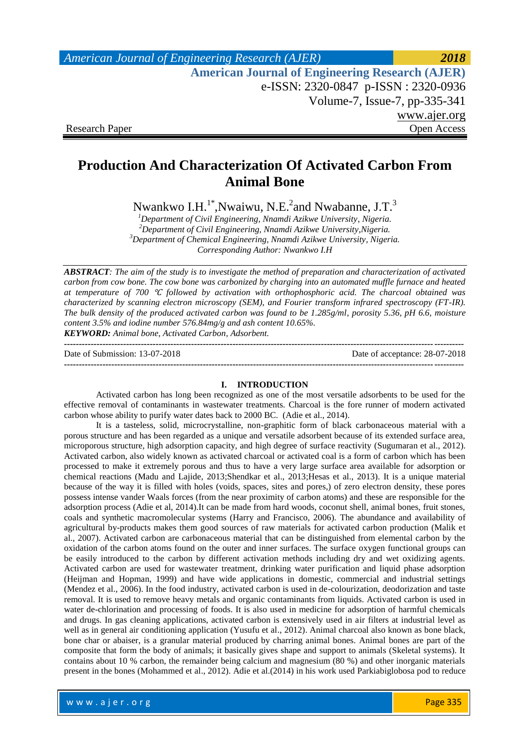Research Paper Open Access

# Production And Characterization Of Activated Carbon From Animal Bone

Nwankwo I.H.[1*], Nwaiwu, N.E.[2] and Nwabanne, J.T.[3]

[1]*Department of Civil Engineering, Nnamdi Azikwe University, Nigeria.*
[2]*Department of Civil Engineering, Nnamdi Azikwe University, Nigeria.*
[3]*Department of Chemical Engineering, Nnamdi Azikwe University, Nigeria.*
*Corresponding Author: Nwankwo I.H*

***ABSTRACT**: The aim of the study is to investigate the method of preparation and characterization of activated carbon from cow bone. The cow bone was carbonized by charging into an automated muffle furnace and heated at temperature of 700 ℃ followed by activation with orthophosphoric acid. The charcoal obtained was characterized by scanning electron microscopy (SEM), and Fourier transform infrared spectroscopy (FT-IR). The bulk density of the produced activated carbon was found to be 1.285g/ml, porosity 5.36, pH 6.6, moisture content 3.5% and iodine number 576.84mg/g and ash content 10.65%.*

***KEYWORD:** Animal bone, Activated Carbon, Adsorbent.*

---

Date of Submission: 13-07-2018 Date of acceptance: 28-07-2018

---

## I. INTRODUCTION

Activated carbon has long been recognized as one of the most versatile adsorbents to be used for the effective removal of contaminants in wastewater treatments. Charcoal is the fore runner of modern activated carbon whose ability to purify water dates back to 2000 BC. (Adie et al., 2014).

It is a tasteless, solid, microcrystalline, non-graphitic form of black carbonaceous material with a porous structure and has been regarded as a unique and versatile adsorbent because of its extended surface area, microporous structure, high adsorption capacity, and high degree of surface reactivity (Sugumaran et al., 2012). Activated carbon, also widely known as activated charcoal or activated coal is a form of carbon which has been processed to make it extremely porous and thus to have a very large surface area available for adsorption or chemical reactions (Madu and Lajide, 2013;Shendkar et al., 2013;Hesas et al., 2013). It is a unique material because of the way it is filled with holes (voids, spaces, sites and pores,) of zero electron density, these pores possess intense vander Waals forces (from the near proximity of carbon atoms) and these are responsible for the adsorption process (Adie et al, 2014).It can be made from hard woods, coconut shell, animal bones, fruit stones, coals and synthetic macromolecular systems (Harry and Francisco, 2006). The abundance and availability of agricultural by-products makes them good sources of raw materials for activated carbon production (Malik et al., 2007). Activated carbon are carbonaceous material that can be distinguished from elemental carbon by the oxidation of the carbon atoms found on the outer and inner surfaces. The surface oxygen functional groups can be easily introduced to the carbon by different activation methods including dry and wet oxidizing agents. Activated carbon are used for wastewater treatment, drinking water purification and liquid phase adsorption (Heijman and Hopman, 1999) and have wide applications in domestic, commercial and industrial settings (Mendez et al., 2006). In the food industry, activated carbon is used in de-colourization, deodorization and taste removal. It is used to remove heavy metals and organic contaminants from liquids. Activated carbon is used in water de-chlorination and processing of foods. It is also used in medicine for adsorption of harmful chemicals and drugs. In gas cleaning applications, activated carbon is extensively used in air filters at industrial level as well as in general air conditioning application (Yusufu et al., 2012). Animal charcoal also known as bone black, bone char or abaiser, is a granular material produced by charring animal bones. Animal bones are part of the composite that form the body of animals; it basically gives shape and support to animals (Skeletal systems). It contains about 10 % carbon, the remainder being calcium and magnesium (80 %) and other inorganic materials present in the bones (Mohammed et al., 2012). Adie et al.(2014) in his work used Parkiabiglobosa pod to reduce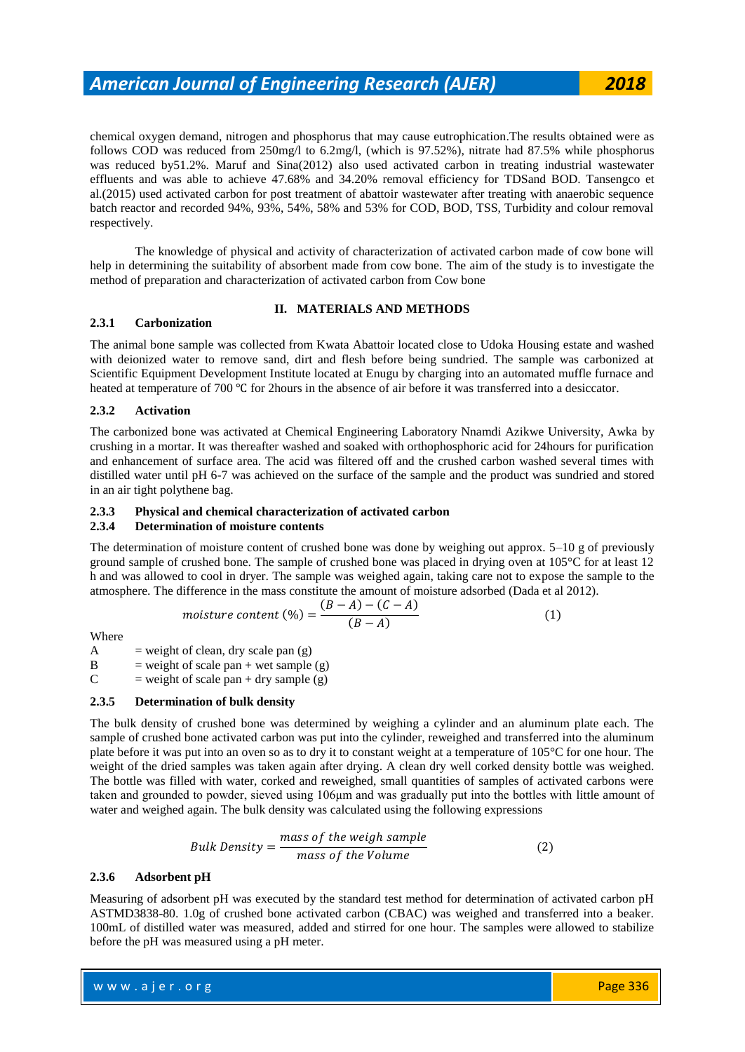chemical oxygen demand, nitrogen and phosphorus that may cause eutrophication.The results obtained were as follows COD was reduced from 250mg/l to 6.2mg/l, (which is 97.52%), nitrate had 87.5% while phosphorus was reduced by51.2%. Maruf and Sina(2012) also used activated carbon in treating industrial wastewater effluents and was able to achieve 47.68% and 34.20% removal efficiency for TDSand BOD. Tansengco et al.(2015) used activated carbon for post treatment of abattoir wastewater after treating with anaerobic sequence batch reactor and recorded 94%, 93%, 54%, 58% and 53% for COD, BOD, TSS, Turbidity and colour removal respectively.

The knowledge of physical and activity of characterization of activated carbon made of cow bone will help in determining the suitability of absorbent made from cow bone. The aim of the study is to investigate the method of preparation and characterization of activated carbon from Cow bone

## II. MATERIALS AND METHODS

### 2.3.1 Carbonization

The animal bone sample was collected from Kwata Abattoir located close to Udoka Housing estate and washed with deionized water to remove sand, dirt and flesh before being sundried. The sample was carbonized at Scientific Equipment Development Institute located at Enugu by charging into an automated muffle furnace and heated at temperature of 700 ℃ for 2hours in the absence of air before it was transferred into a desiccator.

### 2.3.2 Activation

The carbonized bone was activated at Chemical Engineering Laboratory Nnamdi Azikwe University, Awka by crushing in a mortar. It was thereafter washed and soaked with orthophosphoric acid for 24hours for purification and enhancement of surface area. The acid was filtered off and the crushed carbon washed several times with distilled water until pH 6-7 was achieved on the surface of the sample and the product was sundried and stored in an air tight polythene bag.

### 2.3.3 Physical and chemical characterization of activated carbon

### 2.3.4 Determination of moisture contents

The determination of moisture content of crushed bone was done by weighing out approx. 5–10 g of previously ground sample of crushed bone. The sample of crushed bone was placed in drying oven at 105°C for at least 12 h and was allowed to cool in dryer. The sample was weighed again, taking care not to expose the sample to the atmosphere. The difference in the mass constitute the amount of moisture adsorbed (Dada et al 2012).

$$moisture\ content\ (\%) = \frac{(B - A) - (C - A)}{(B - A)} \qquad (1)$$

Where

A = weight of clean, dry scale pan (g)
B = weight of scale pan + wet sample (g)
C = weight of scale pan + dry sample (g)

### 2.3.5 Determination of bulk density

The bulk density of crushed bone was determined by weighing a cylinder and an aluminum plate each. The sample of crushed bone activated carbon was put into the cylinder, reweighed and transferred into the aluminum plate before it was put into an oven so as to dry it to constant weight at a temperature of 105°C for one hour. The weight of the dried samples was taken again after drying. A clean dry well corked density bottle was weighed. The bottle was filled with water, corked and reweighed, small quantities of samples of activated carbons were taken and grounded to powder, sieved using 106μm and was gradually put into the bottles with little amount of water and weighed again. The bulk density was calculated using the following expressions

$$Bulk\ Density = \frac{mass\ of\ the\ weigh\ sample}{mass\ of\ the\ Volume} \qquad (2)$$

### 2.3.6 Adsorbent pH

Measuring of adsorbent pH was executed by the standard test method for determination of activated carbon pH ASTMD3838-80. 1.0g of crushed bone activated carbon (CBAC) was weighed and transferred into a beaker. 100mL of distilled water was measured, added and stirred for one hour. The samples were allowed to stabilize before the pH was measured using a pH meter.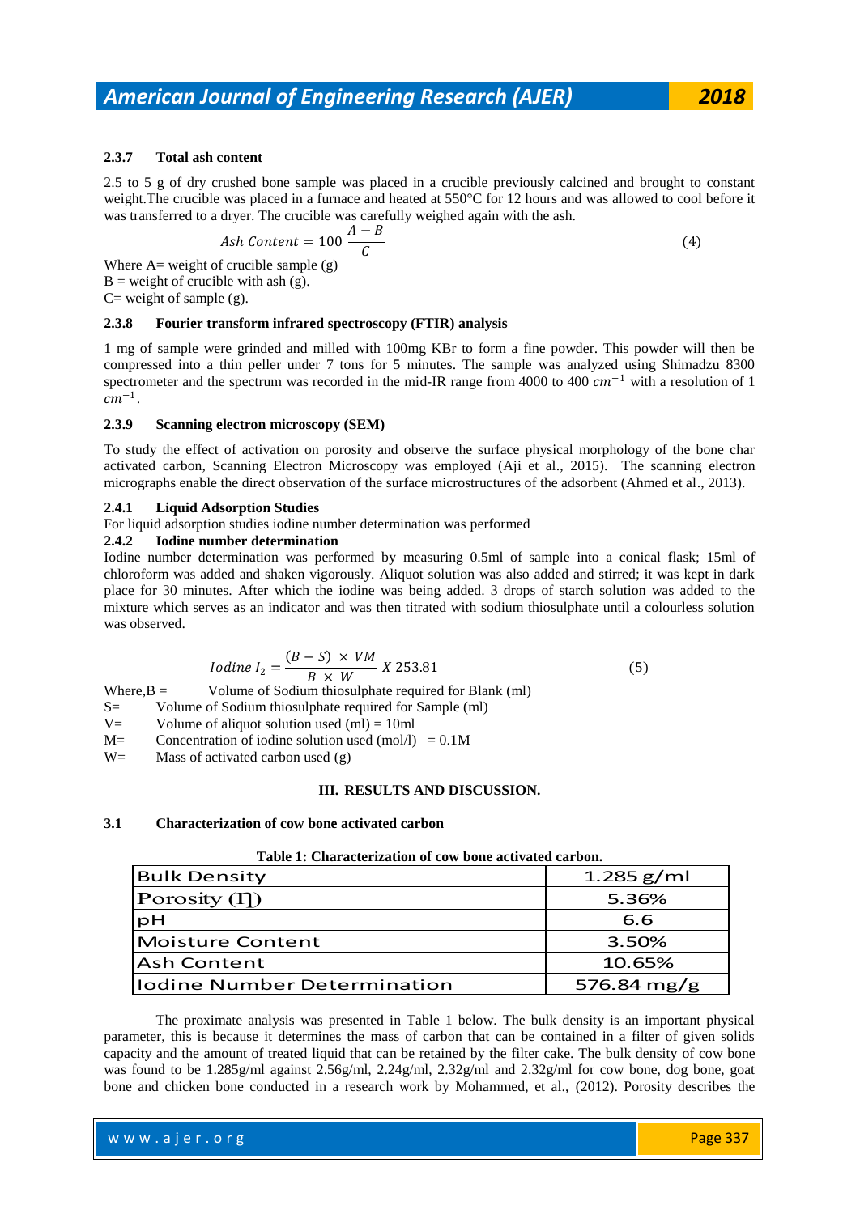#### 2.3.7 Total ash content

2.5 to 5 g of dry crushed bone sample was placed in a crucible previously calcined and brought to constant weight.The crucible was placed in a furnace and heated at 550°C for 12 hours and was allowed to cool before it was transferred to a dryer. The crucible was carefully weighed again with the ash.

$$Ash\ Content = 100\ \frac{A - B}{C} \tag{4}$$

Where A= weight of crucible sample (g)
B = weight of crucible with ash (g).
C= weight of sample (g).

#### 2.3.8 Fourier transform infrared spectroscopy (FTIR) analysis

1 mg of sample were grinded and milled with 100mg KBr to form a fine powder. This powder will then be compressed into a thin peller under 7 tons for 5 minutes. The sample was analyzed using Shimadzu 8300 spectrometer and the spectrum was recorded in the mid-IR range from 4000 to 400 $cm^{-1}$ with a resolution of 1 $cm^{-1}$.

#### 2.3.9 Scanning electron microscopy (SEM)

To study the effect of activation on porosity and observe the surface physical morphology of the bone char activated carbon, Scanning Electron Microscopy was employed (Aji et al., 2015). The scanning electron micrographs enable the direct observation of the surface microstructures of the adsorbent (Ahmed et al., 2013).

#### 2.4.1 Liquid Adsorption Studies

For liquid adsorption studies iodine number determination was performed

#### 2.4.2 Iodine number determination

Iodine number determination was performed by measuring 0.5ml of sample into a conical flask; 15ml of chloroform was added and shaken vigorously. Aliquot solution was also added and stirred; it was kept in dark place for 30 minutes. After which the iodine was being added. 3 drops of starch solution was added to the mixture which serves as an indicator and was then titrated with sodium thiosulphate until a colourless solution was observed.

$$Iodine\ I_2 = \frac{(B - S) \times VM}{B \times W}\ X\ 253.81 \tag{5}$$

Where,B = Volume of Sodium thiosulphate required for Blank (ml)
S= Volume of Sodium thiosulphate required for Sample (ml)
V= Volume of aliquot solution used (ml) = 10ml
M= Concentration of iodine solution used (mol/l) = 0.1M
W= Mass of activated carbon used (g)

## III. RESULTS AND DISCUSSION.

### 3.1 Characterization of cow bone activated carbon

**Table 1: Characterization of cow bone activated carbon.**

| Parameter | Value |
|---|---|
| Bulk Density | 1.285 g/ml |
| Porosity (Ƞ) | 5.36% |
| pH | 6.6 |
| Moisture Content | 3.50% |
| Ash Content | 10.65% |
| Iodine Number Determination | 576.84 mg/g |

The proximate analysis was presented in Table 1 below. The bulk density is an important physical parameter, this is because it determines the mass of carbon that can be contained in a filter of given solids capacity and the amount of treated liquid that can be retained by the filter cake. The bulk density of cow bone was found to be 1.285g/ml against 2.56g/ml, 2.24g/ml, 2.32g/ml and 2.32g/ml for cow bone, dog bone, goat bone and chicken bone conducted in a research work by Mohammed, et al., (2012). Porosity describes the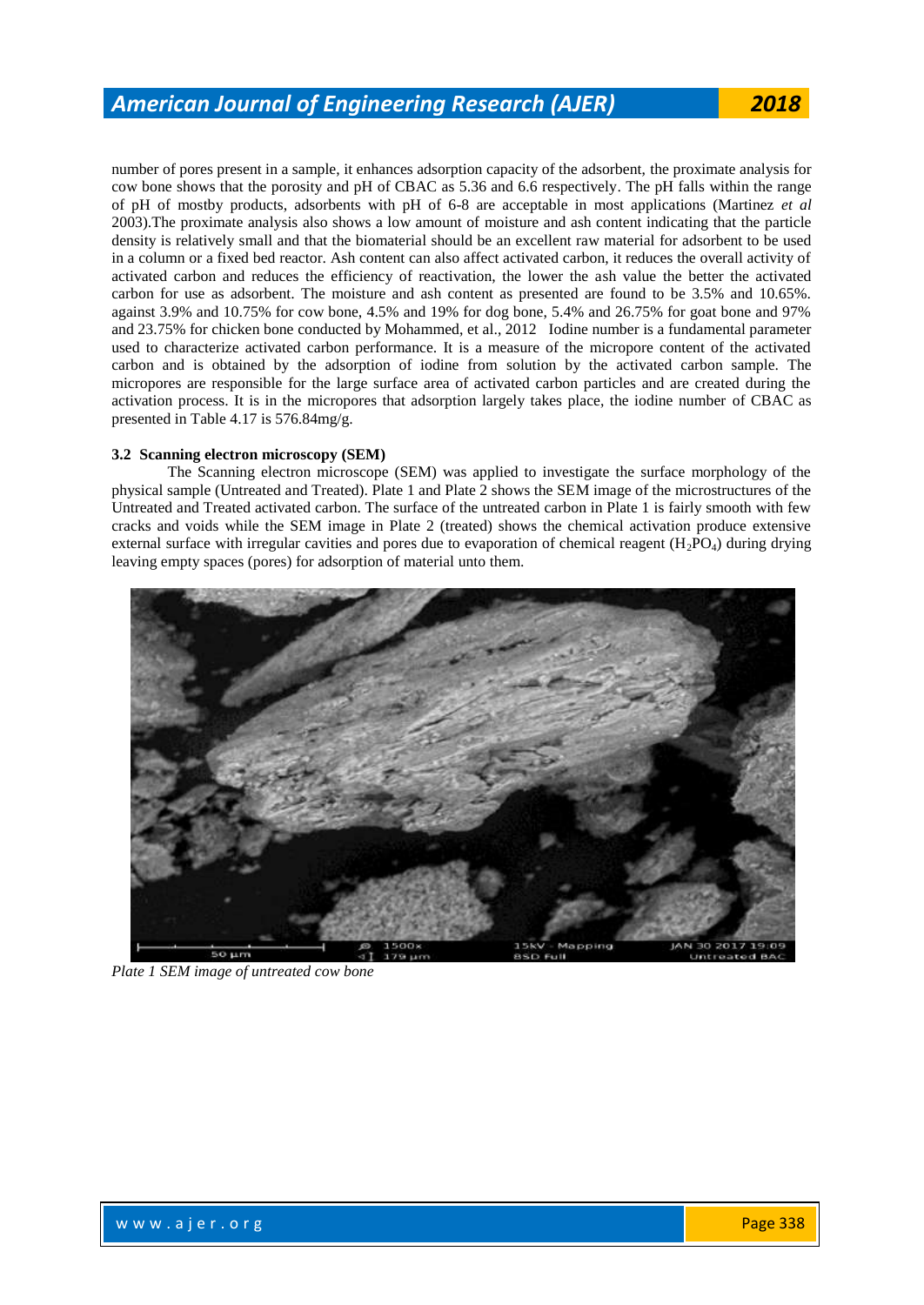number of pores present in a sample, it enhances adsorption capacity of the adsorbent, the proximate analysis for cow bone shows that the porosity and pH of CBAC as 5.36 and 6.6 respectively. The pH falls within the range of pH of mostby products, adsorbents with pH of 6-8 are acceptable in most applications (Martinez *et al* 2003).The proximate analysis also shows a low amount of moisture and ash content indicating that the particle density is relatively small and that the biomaterial should be an excellent raw material for adsorbent to be used in a column or a fixed bed reactor. Ash content can also affect activated carbon, it reduces the overall activity of activated carbon and reduces the efficiency of reactivation, the lower the ash value the better the activated carbon for use as adsorbent. The moisture and ash content as presented are found to be 3.5% and 10.65%. against 3.9% and 10.75% for cow bone, 4.5% and 19% for dog bone, 5.4% and 26.75% for goat bone and 97% and 23.75% for chicken bone conducted by Mohammed, et al., 2012 Iodine number is a fundamental parameter used to characterize activated carbon performance. It is a measure of the micropore content of the activated carbon and is obtained by the adsorption of iodine from solution by the activated carbon sample. The micropores are responsible for the large surface area of activated carbon particles and are created during the activation process. It is in the micropores that adsorption largely takes place, the iodine number of CBAC as presented in Table 4.17 is 576.84mg/g.

### 3.2 Scanning electron microscopy (SEM)

The Scanning electron microscope (SEM) was applied to investigate the surface morphology of the physical sample (Untreated and Treated). Plate 1 and Plate 2 shows the SEM image of the microstructures of the Untreated and Treated activated carbon. The surface of the untreated carbon in Plate 1 is fairly smooth with few cracks and voids while the SEM image in Plate 2 (treated) shows the chemical activation produce extensive external surface with irregular cavities and pores due to evaporation of chemical reagent ($H_2PO_4$) during drying leaving empty spaces (pores) for adsorption of material unto them.

*Plate 1 SEM image of untreated cow bone*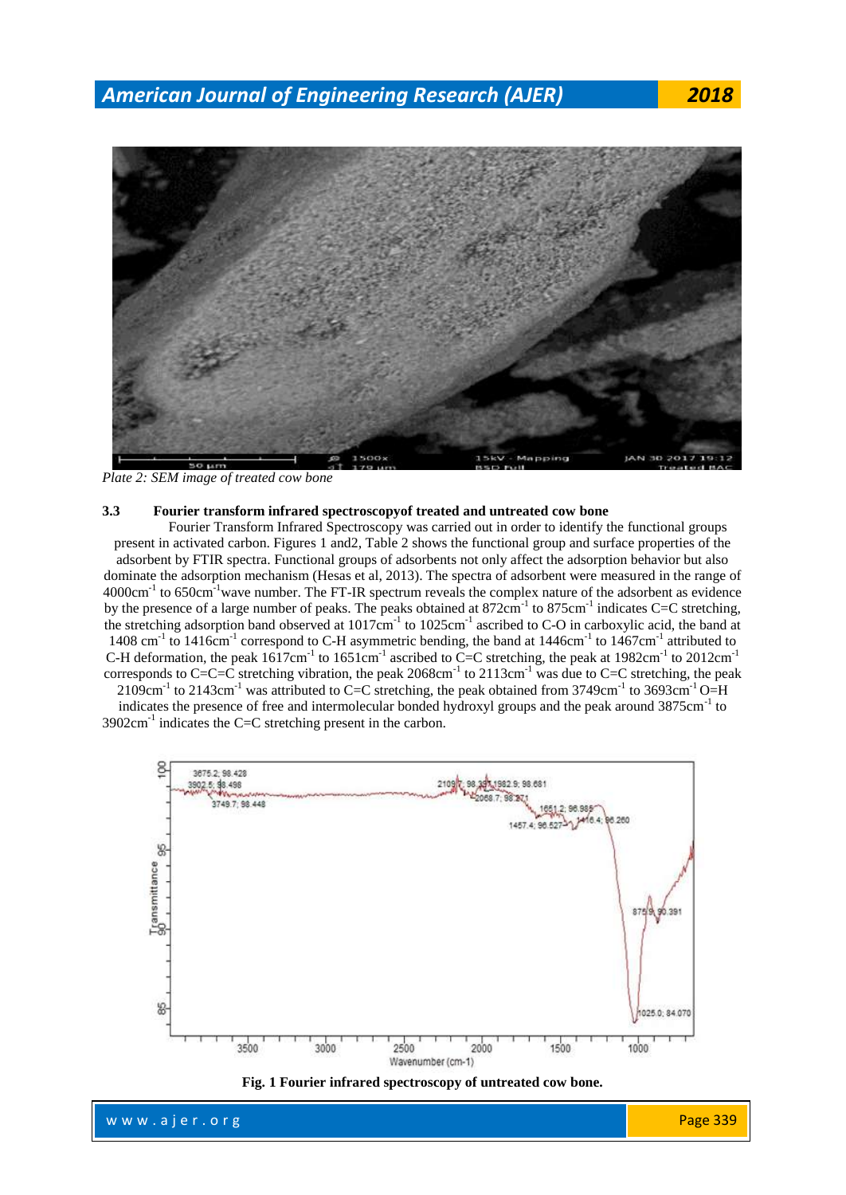*Plate 2: SEM image of treated cow bone*

### 3.3 Fourier transform infrared spectroscopyof treated and untreated cow bone

Fourier Transform Infrared Spectroscopy was carried out in order to identify the functional groups present in activated carbon. Figures 1 and2, Table 2 shows the functional group and surface properties of the adsorbent by FTIR spectra. Functional groups of adsorbents not only affect the adsorption behavior but also dominate the adsorption mechanism (Hesas et al, 2013). The spectra of adsorbent were measured in the range of 4000cm$^{-1}$ to 650cm$^{-1}$wave number. The FT-IR spectrum reveals the complex nature of the adsorbent as evidence by the presence of a large number of peaks. The peaks obtained at 872cm$^{-1}$ to 875cm$^{-1}$ indicates C=C stretching, the stretching adsorption band observed at 1017cm$^{-1}$ to 1025cm$^{-1}$ ascribed to C-O in carboxylic acid, the band at 1408 cm$^{-1}$ to 1416cm$^{-1}$ correspond to C-H asymmetric bending, the band at 1446cm$^{-1}$ to 1467cm$^{-1}$ attributed to C-H deformation, the peak 1617cm$^{-1}$ to 1651cm$^{-1}$ ascribed to C=C stretching, the peak at 1982cm$^{-1}$ to 2012cm$^{-1}$ corresponds to C=C=C stretching vibration, the peak 2068cm$^{-1}$ to 2113cm$^{-1}$ was due to C=C stretching, the peak 2109cm$^{-1}$ to 2143cm$^{-1}$ was attributed to C=C stretching, the peak obtained from 3749cm$^{-1}$ to 3693cm$^{-1}$ O=H indicates the presence of free and intermolecular bonded hydroxyl groups and the peak around 3875cm$^{-1}$ to 3902cm$^{-1}$ indicates the C=C stretching present in the carbon.

**Fig. 1 Fourier infrared spectroscopy of untreated cow bone.**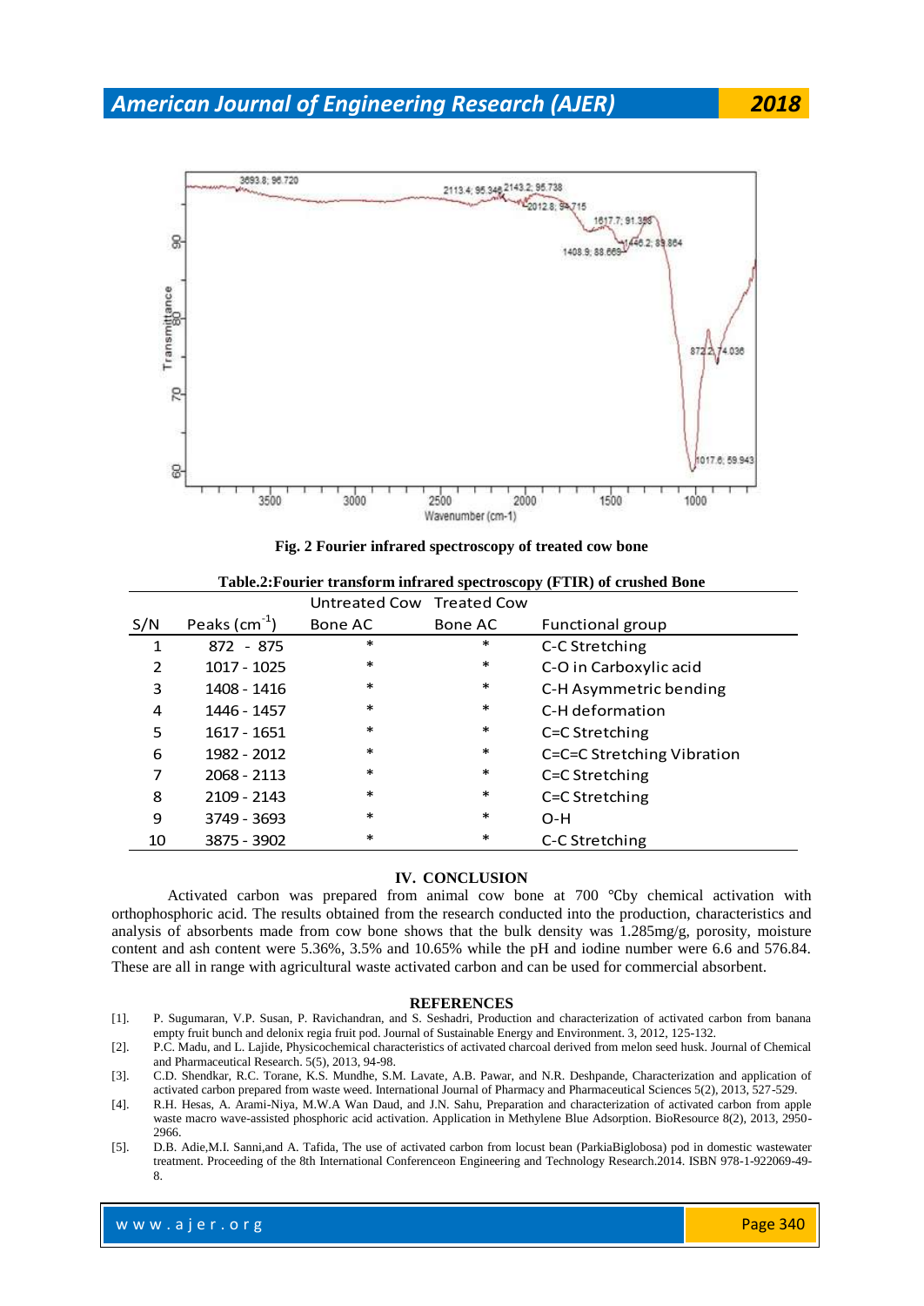Fig. 2 Fourier infrared spectroscopy of treated cow bone

**Table.2:Fourier transform infrared spectroscopy (FTIR) of crushed Bone**

| S/N | Peaks ($cm^{-1}$) | Untreated Cow Bone AC | Treated Cow Bone AC | Functional group |
|---|---|---|---|---|
| 1 | 872 - 875 | * | * | C-C Stretching |
| 2 | 1017 - 1025 | * | * | C-O in Carboxylic acid |
| 3 | 1408 - 1416 | * | * | C-H Asymmetric bending |
| 4 | 1446 - 1457 | * | * | C-H deformation |
| 5 | 1617 - 1651 | * | * | C=C Stretching |
| 6 | 1982 - 2012 | * | * | C=C=C Stretching Vibration |
| 7 | 2068 - 2113 | * | * | C≡C Stretching |
| 8 | 2109 - 2143 | * | * | C≡C Stretching |
| 9 | 3749 - 3693 | * | * | O-H |
| 10 | 3875 - 3902 | * | * | C-C Stretching |

## IV. CONCLUSION

Activated carbon was prepared from animal cow bone at 700 °Cby chemical activation with orthophosphoric acid. The results obtained from the research conducted into the production, characteristics and analysis of absorbents made from cow bone shows that the bulk density was 1.285mg/g, porosity, moisture content and ash content were 5.36%, 3.5% and 10.65% while the pH and iodine number were 6.6 and 576.84. These are all in range with agricultural waste activated carbon and can be used for commercial absorbent.

## REFERENCES

[1]. P. Sugumaran, V.P. Susan, P. Ravichandran, and S. Seshadri, Production and characterization of activated carbon from banana empty fruit bunch and delonix regia fruit pod. Journal of Sustainable Energy and Environment. 3, 2012, 125-132.

[2]. P.C. Madu, and L. Lajide, Physicochemical characteristics of activated charcoal derived from melon seed husk. Journal of Chemical and Pharmaceutical Research. 5(5), 2013, 94-98.

[3]. C.D. Shendkar, R.C. Torane, K.S. Mundhe, S.M. Lavate, A.B. Pawar, and N.R. Deshpande, Characterization and application of activated carbon prepared from waste weed. International Journal of Pharmacy and Pharmaceutical Sciences 5(2), 2013, 527-529.

[4]. R.H. Hesas, A. Arami-Niya, M.W.A Wan Daud, and J.N. Sahu, Preparation and characterization of activated carbon from apple waste macro wave-assisted phosphoric acid activation. Application in Methylene Blue Adsorption. BioResource 8(2), 2013, 2950-2966.

[5]. D.B. Adie,M.I. Sanni,and A. Tafida, The use of activated carbon from locust bean (ParkiaBiglobosa) pod in domestic wastewater treatment. Proceeding of the 8th International Conferenceon Engineering and Technology Research.2014. ISBN 978-1-922069-49-8.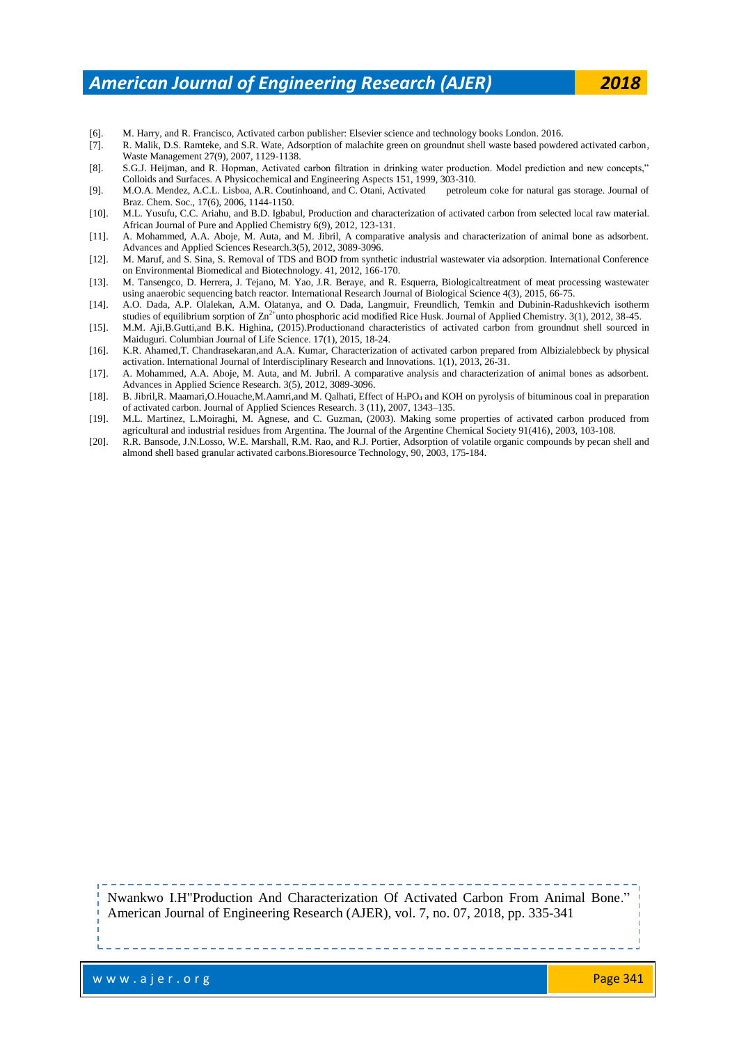[6]. M. Harry, and R. Francisco, Activated carbon publisher: Elsevier science and technology books London. 2016.

[7]. R. Malik, D.S. Ramteke, and S.R. Wate, Adsorption of malachite green on groundnut shell waste based powdered activated carbon, Waste Management 27(9), 2007, 1129-1138.

[8]. S.G.J. Heijman, and R. Hopman, Activated carbon filtration in drinking water production. Model prediction and new concepts," Colloids and Surfaces. A Physicochemical and Engineering Aspects 151, 1999, 303-310.

[9]. M.O.A. Mendez, A.C.L. Lisboa, A.R. Coutinhoand, and C. Otani, Activated petroleum coke for natural gas storage. Journal of Braz. Chem. Soc., 17(6), 2006, 1144-1150.

[10]. M.L. Yusufu, C.C. Ariahu, and B.D. Igbabul, Production and characterization of activated carbon from selected local raw material. African Journal of Pure and Applied Chemistry 6(9), 2012, 123-131.

[11]. A. Mohammed, A.A. Aboje, M. Auta, and M. Jibril, A comparative analysis and characterization of animal bone as adsorbent. Advances and Applied Sciences Research.3(5), 2012, 3089-3096.

[12]. M. Maruf, and S. Sina, S. Removal of TDS and BOD from synthetic industrial wastewater via adsorption. International Conference on Environmental Biomedical and Biotechnology. 41, 2012, 166-170.

[13]. M. Tansengco, D. Herrera, J. Tejano, M. Yao, J.R. Beraye, and R. Esquerra, Biologicaltreatment of meat processing wastewater using anaerobic sequencing batch reactor. International Research Journal of Biological Science 4(3), 2015, 66-75.

[14]. A.O. Dada, A.P. Olalekan, A.M. Olatanya, and O. Dada, Langmuir, Freundlich, Temkin and Dubinin-Radushkevich isotherm studies of equilibrium sorption of $Zn^{2+}$unto phosphoric acid modified Rice Husk. Journal of Applied Chemistry. 3(1), 2012, 38-45.

[15]. M.M. Aji,B.Gutti,and B.K. Highina, (2015).Productionand characteristics of activated carbon from groundnut shell sourced in Maiduguri. Columbian Journal of Life Science. 17(1), 2015, 18-24.

[16]. K.R. Ahamed,T. Chandrasekaran,and A.A. Kumar, Characterization of activated carbon prepared from Albizialebbeck by physical activation. International Journal of Interdisciplinary Research and Innovations. 1(1), 2013, 26-31.

[17]. A. Mohammed, A.A. Aboje, M. Auta, and M. Jubril. A comparative analysis and characterization of animal bones as adsorbent. Advances in Applied Science Research. 3(5), 2012, 3089-3096.

[18]. B. Jibril,R. Maamari,O.Houache,M.Aamri,and M. Qalhati, Effect of $H_3PO_4$ and KOH on pyrolysis of bituminous coal in preparation of activated carbon. Journal of Applied Sciences Research. 3 (11), 2007, 1343–135.

[19]. M.L. Martinez, L.Moiraghi, M. Agnese, and C. Guzman, (2003). Making some properties of activated carbon produced from agricultural and industrial residues from Argentina. The Journal of the Argentine Chemical Society 91(416), 2003, 103-108.

[20]. R.R. Bansode, J.N.Losso, W.E. Marshall, R.M. Rao, and R.J. Portier, Adsorption of volatile organic compounds by pecan shell and almond shell based granular activated carbons.Bioresource Technology, 90, 2003, 175-184.

Nwankwo I.H"Production And Characterization Of Activated Carbon From Animal Bone." American Journal of Engineering Research (AJER), vol. 7, no. 07, 2018, pp. 335-341